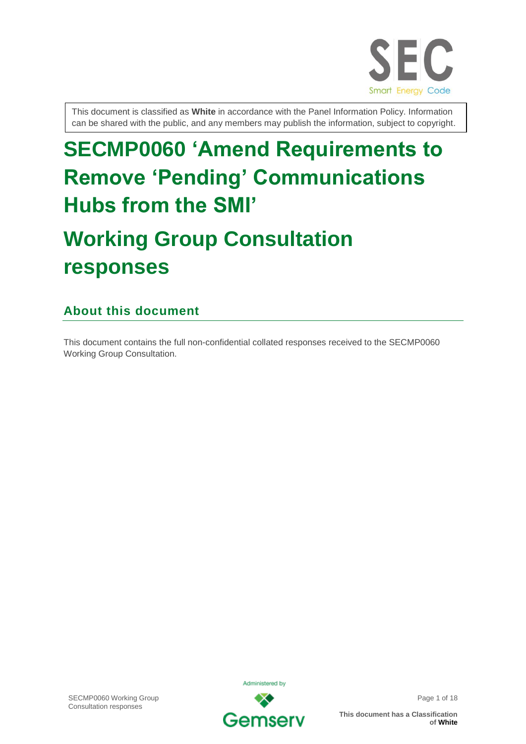This document is classified as **White** in accordance with the Panel Information Policy. Information can be shared with the public, and any members may publish the information, subject to copyright.

# SECMP0060 'Amend Requirements to Remove 'Pending' Communications Hubs from the SMI'

# Working Group Consultation responses

## About this document

This document contains the full non-confidential collated responses received to the SECMP0060 Working Group Consultation.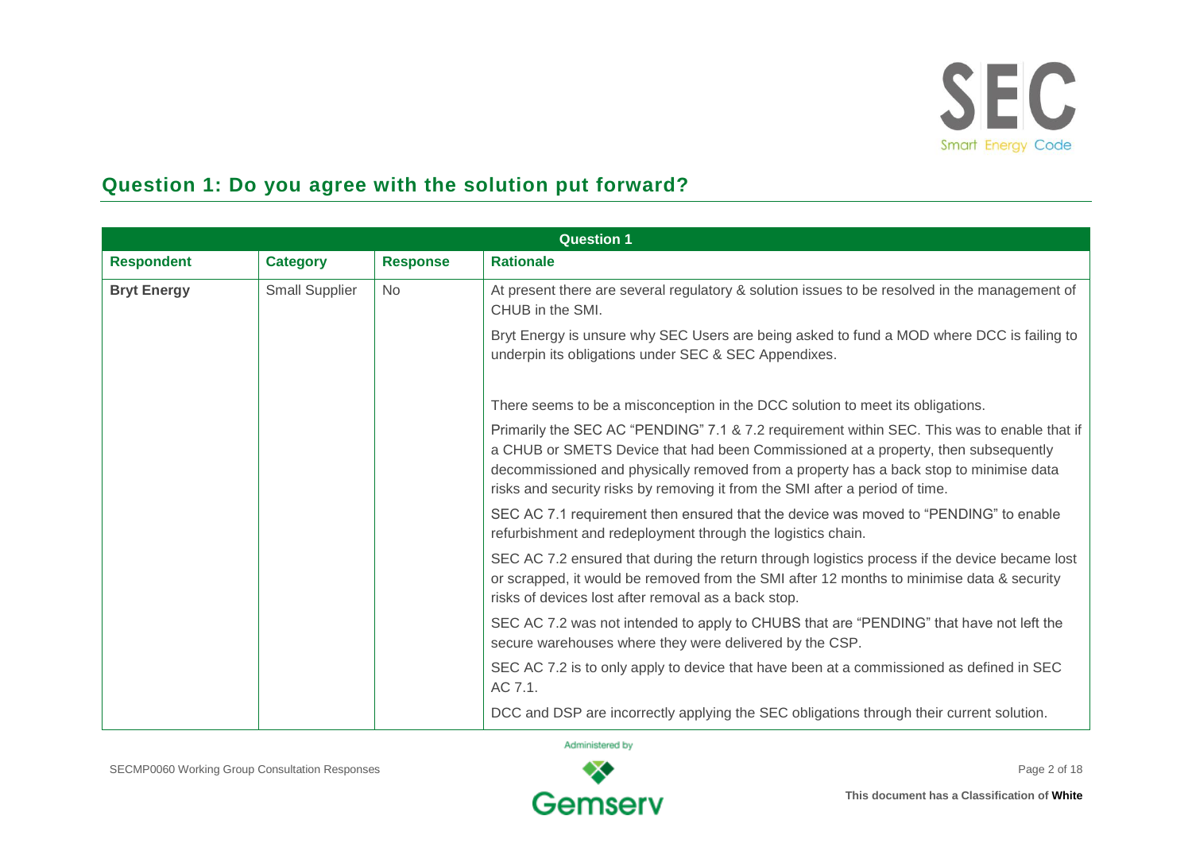## Question 1: Do you agree with the solution put forward?

| Question 1 | | | |
|---|---|---|---|
| **Respondent** | **Category** | **Response** | **Rationale** |
| **Bryt Energy** | Small Supplier | No | At present there are several regulatory & solution issues to be resolved in the management of CHUB in the SMI.<br><br>Bryt Energy is unsure why SEC Users are being asked to fund a MOD where DCC is failing to underpin its obligations under SEC & SEC Appendixes.<br><br>There seems to be a misconception in the DCC solution to meet its obligations.<br><br>Primarily the SEC AC "PENDING" 7.1 & 7.2 requirement within SEC. This was to enable that if a CHUB or SMETS Device that had been Commissioned at a property, then subsequently decommissioned and physically removed from a property has a back stop to minimise data risks and security risks by removing it from the SMI after a period of time.<br><br>SEC AC 7.1 requirement then ensured that the device was moved to "PENDING" to enable refurbishment and redeployment through the logistics chain.<br><br>SEC AC 7.2 ensured that during the return through logistics process if the device became lost or scrapped, it would be removed from the SMI after 12 months to minimise data & security risks of devices lost after removal as a back stop.<br><br>SEC AC 7.2 was not intended to apply to CHUBS that are "PENDING" that have not left the secure warehouses where they were delivered by the CSP.<br><br>SEC AC 7.2 is to only apply to device that have been at a commissioned as defined in SEC AC 7.1.<br><br>DCC and DSP are incorrectly applying the SEC obligations through their current solution. |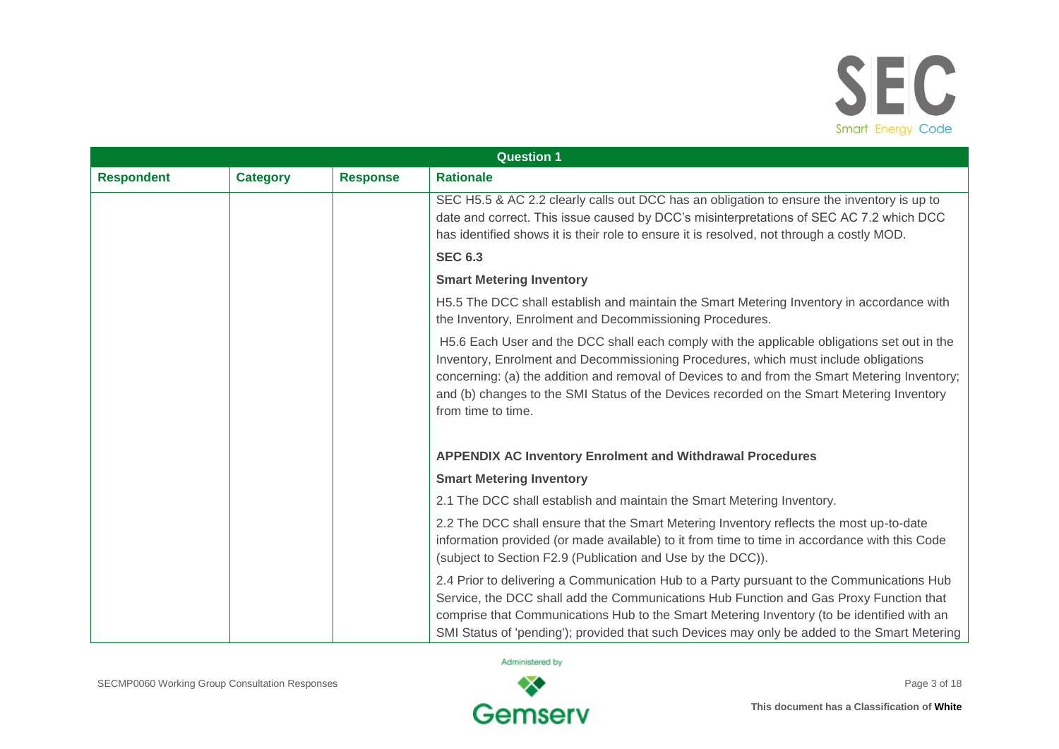| Question 1 | | | |
|---|---|---|---|
| **Respondent** | **Category** | **Response** | **Rationale** |
| | | | SEC H5.5 & AC 2.2 clearly calls out DCC has an obligation to ensure the inventory is up to date and correct. This issue caused by DCC's misinterpretations of SEC AC 7.2 which DCC has identified shows it is their role to ensure it is resolved, not through a costly MOD.<br><br>**SEC 6.3**<br><br>**Smart Metering Inventory**<br><br>H5.5 The DCC shall establish and maintain the Smart Metering Inventory in accordance with the Inventory, Enrolment and Decommissioning Procedures.<br><br>H5.6 Each User and the DCC shall each comply with the applicable obligations set out in the Inventory, Enrolment and Decommissioning Procedures, which must include obligations concerning: (a) the addition and removal of Devices to and from the Smart Metering Inventory; and (b) changes to the SMI Status of the Devices recorded on the Smart Metering Inventory from time to time.<br><br>**APPENDIX AC Inventory Enrolment and Withdrawal Procedures**<br><br>**Smart Metering Inventory**<br><br>2.1 The DCC shall establish and maintain the Smart Metering Inventory.<br><br>2.2 The DCC shall ensure that the Smart Metering Inventory reflects the most up-to-date information provided (or made available) to it from time to time in accordance with this Code (subject to Section F2.9 (Publication and Use by the DCC)).<br><br>2.4 Prior to delivering a Communication Hub to a Party pursuant to the Communications Hub Service, the DCC shall add the Communications Hub Function and Gas Proxy Function that comprise that Communications Hub to the Smart Metering Inventory (to be identified with an SMI Status of 'pending'); provided that such Devices may only be added to the Smart Metering |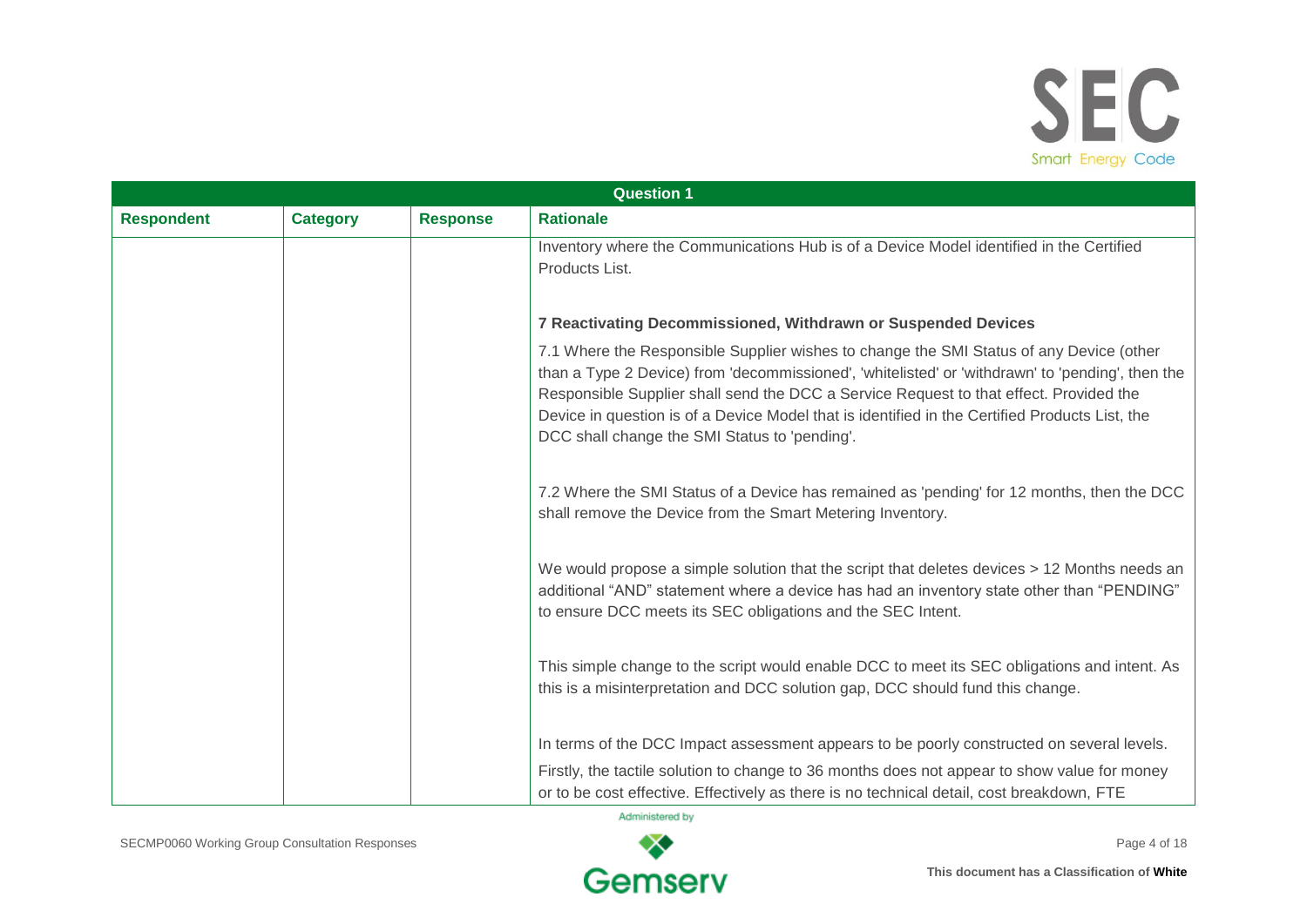| Question 1 | | | |
|---|---|---|---|
| **Respondent** | **Category** | **Response** | **Rationale** |
| | | | Inventory where the Communications Hub is of a Device Model identified in the Certified Products List.<br><br>**7 Reactivating Decommissioned, Withdrawn or Suspended Devices**<br><br>7.1 Where the Responsible Supplier wishes to change the SMI Status of any Device (other than a Type 2 Device) from 'decommissioned', 'whitelisted' or 'withdrawn' to 'pending', then the Responsible Supplier shall send the DCC a Service Request to that effect. Provided the Device in question is of a Device Model that is identified in the Certified Products List, the DCC shall change the SMI Status to 'pending'.<br><br>7.2 Where the SMI Status of a Device has remained as 'pending' for 12 months, then the DCC shall remove the Device from the Smart Metering Inventory.<br><br>We would propose a simple solution that the script that deletes devices > 12 Months needs an additional “AND” statement where a device has had an inventory state other than “PENDING” to ensure DCC meets its SEC obligations and the SEC Intent.<br><br>This simple change to the script would enable DCC to meet its SEC obligations and intent. As this is a misinterpretation and DCC solution gap, DCC should fund this change.<br><br>In terms of the DCC Impact assessment appears to be poorly constructed on several levels.<br><br>Firstly, the tactile solution to change to 36 months does not appear to show value for money or to be cost effective. Effectively as there is no technical detail, cost breakdown, FTE |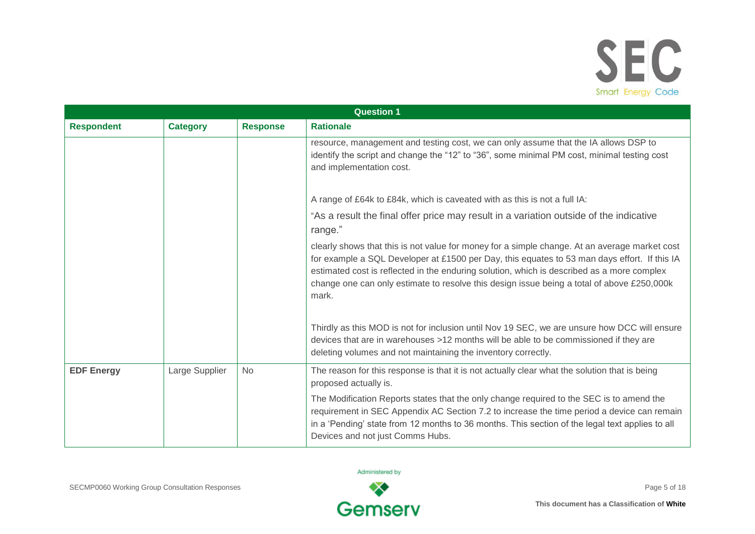| Question 1 | | | |
|---|---|---|---|
| **Respondent** | **Category** | **Response** | **Rationale** |
| | | | resource, management and testing cost, we can only assume that the IA allows DSP to identify the script and change the "12" to "36", some minimal PM cost, minimal testing cost and implementation cost.<br><br>A range of £64k to £84k, which is caveated with as this is not a full IA:<br><br>"As a result the final offer price may result in a variation outside of the indicative range."<br><br>clearly shows that this is not value for money for a simple change. At an average market cost for example a SQL Developer at £1500 per Day, this equates to 53 man days effort. If this IA estimated cost is reflected in the enduring solution, which is described as a more complex change one can only estimate to resolve this design issue being a total of above £250,000k mark.<br><br>Thirdly as this MOD is not for inclusion until Nov 19 SEC, we are unsure how DCC will ensure devices that are in warehouses >12 months will be able to be commissioned if they are deleting volumes and not maintaining the inventory correctly. |
| **EDF Energy** | Large Supplier | No | The reason for this response is that it is not actually clear what the solution that is being proposed actually is.<br><br>The Modification Reports states that the only change required to the SEC is to amend the requirement in SEC Appendix AC Section 7.2 to increase the time period a device can remain in a 'Pending' state from 12 months to 36 months. This section of the legal text applies to all Devices and not just Comms Hubs. |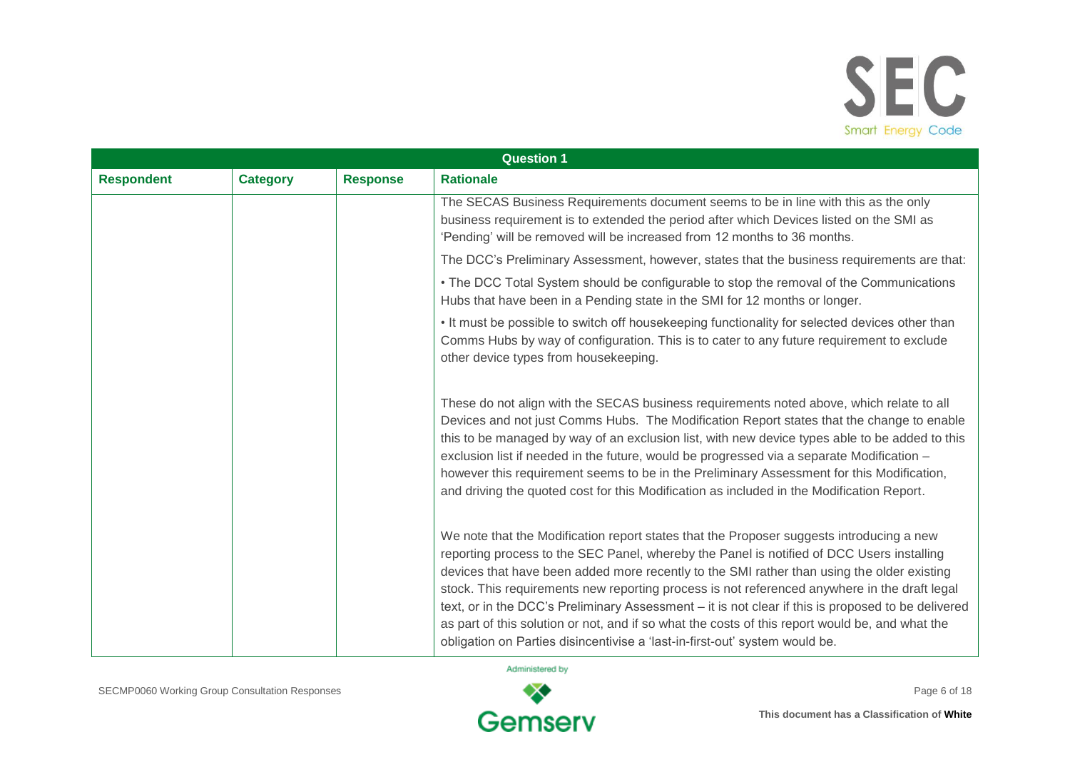| Question 1 | | | |
|---|---|---|---|
| **Respondent** | **Category** | **Response** | **Rationale** |
| | | | The SECAS Business Requirements document seems to be in line with this as the only business requirement is to extended the period after which Devices listed on the SMI as 'Pending' will be removed will be increased from 12 months to 36 months.<br><br>The DCC's Preliminary Assessment, however, states that the business requirements are that:<br><br>• The DCC Total System should be configurable to stop the removal of the Communications Hubs that have been in a Pending state in the SMI for 12 months or longer.<br><br>• It must be possible to switch off housekeeping functionality for selected devices other than Comms Hubs by way of configuration. This is to cater to any future requirement to exclude other device types from housekeeping.<br><br>These do not align with the SECAS business requirements noted above, which relate to all Devices and not just Comms Hubs. The Modification Report states that the change to enable this to be managed by way of an exclusion list, with new device types able to be added to this exclusion list if needed in the future, would be progressed via a separate Modification – however this requirement seems to be in the Preliminary Assessment for this Modification, and driving the quoted cost for this Modification as included in the Modification Report.<br><br>We note that the Modification report states that the Proposer suggests introducing a new reporting process to the SEC Panel, whereby the Panel is notified of DCC Users installing devices that have been added more recently to the SMI rather than using the older existing stock. This requirements new reporting process is not referenced anywhere in the draft legal text, or in the DCC's Preliminary Assessment – it is not clear if this is proposed to be delivered as part of this solution or not, and if so what the costs of this report would be, and what the obligation on Parties disincentivise a 'last-in-first-out' system would be. |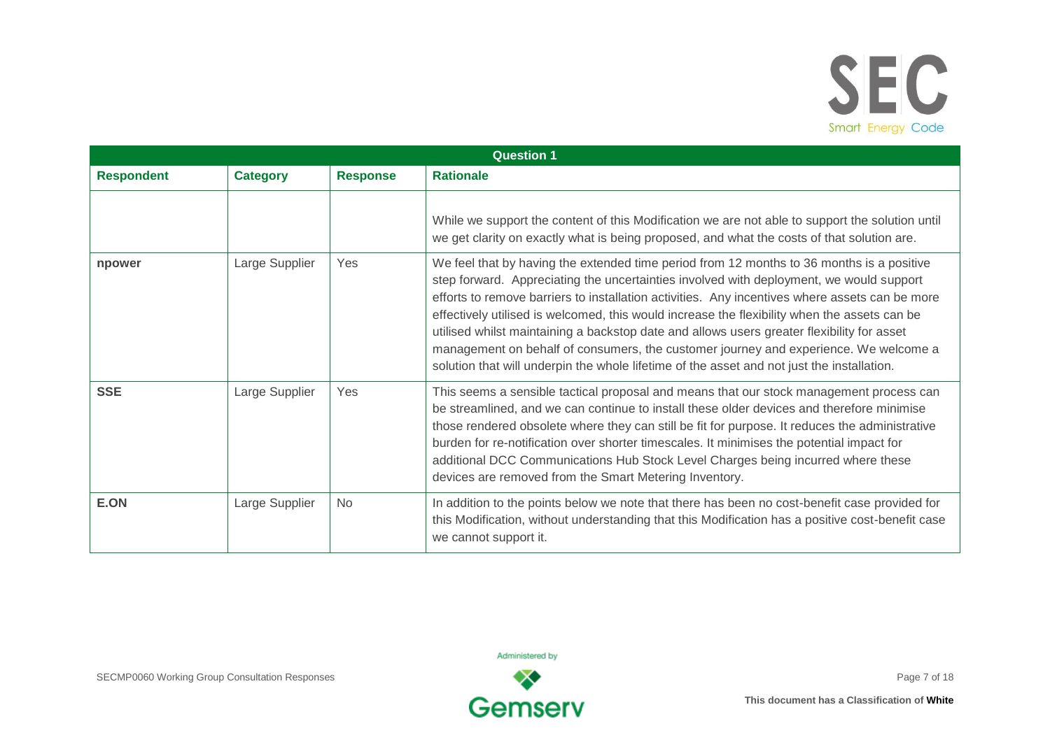| Question 1 | | | |
|---|---|---|---|
| **Respondent** | **Category** | **Response** | **Rationale** |
| | | | While we support the content of this Modification we are not able to support the solution until we get clarity on exactly what is being proposed, and what the costs of that solution are. |
| **npower** | Large Supplier | Yes | We feel that by having the extended time period from 12 months to 36 months is a positive step forward. Appreciating the uncertainties involved with deployment, we would support efforts to remove barriers to installation activities. Any incentives where assets can be more effectively utilised is welcomed, this would increase the flexibility when the assets can be utilised whilst maintaining a backstop date and allows users greater flexibility for asset management on behalf of consumers, the customer journey and experience. We welcome a solution that will underpin the whole lifetime of the asset and not just the installation. |
| **SSE** | Large Supplier | Yes | This seems a sensible tactical proposal and means that our stock management process can be streamlined, and we can continue to install these older devices and therefore minimise those rendered obsolete where they can still be fit for purpose. It reduces the administrative burden for re-notification over shorter timescales. It minimises the potential impact for additional DCC Communications Hub Stock Level Charges being incurred where these devices are removed from the Smart Metering Inventory. |
| **E.ON** | Large Supplier | No | In addition to the points below we note that there has been no cost-benefit case provided for this Modification, without understanding that this Modification has a positive cost-benefit case we cannot support it. |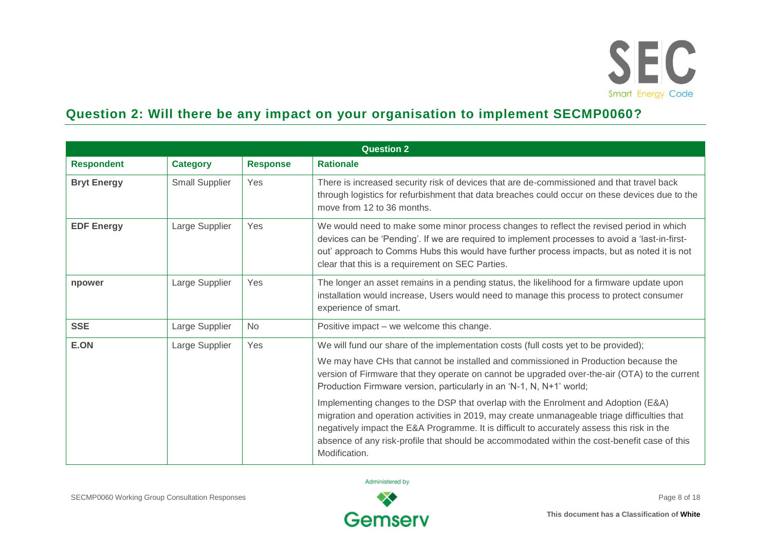## Question 2: Will there be any impact on your organisation to implement SECMP0060?

| Question 2 | | | |
|---|---|---|---|
| **Respondent** | **Category** | **Response** | **Rationale** |
| **Bryt Energy** | Small Supplier | Yes | There is increased security risk of devices that are de-commissioned and that travel back through logistics for refurbishment that data breaches could occur on these devices due to the move from 12 to 36 months. |
| **EDF Energy** | Large Supplier | Yes | We would need to make some minor process changes to reflect the revised period in which devices can be 'Pending'. If we are required to implement processes to avoid a 'last-in-first-out' approach to Comms Hubs this would have further process impacts, but as noted it is not clear that this is a requirement on SEC Parties. |
| **npower** | Large Supplier | Yes | The longer an asset remains in a pending status, the likelihood for a firmware update upon installation would increase, Users would need to manage this process to protect consumer experience of smart. |
| **SSE** | Large Supplier | No | Positive impact – we welcome this change. |
| **E.ON** | Large Supplier | Yes | We will fund our share of the implementation costs (full costs yet to be provided);<br><br>We may have CHs that cannot be installed and commissioned in Production because the version of Firmware that they operate on cannot be upgraded over-the-air (OTA) to the current Production Firmware version, particularly in an 'N-1, N, N+1' world;<br><br>Implementing changes to the DSP that overlap with the Enrolment and Adoption (E&A) migration and operation activities in 2019, may create unmanageable triage difficulties that negatively impact the E&A Programme. It is difficult to accurately assess this risk in the absence of any risk-profile that should be accommodated within the cost-benefit case of this Modification. |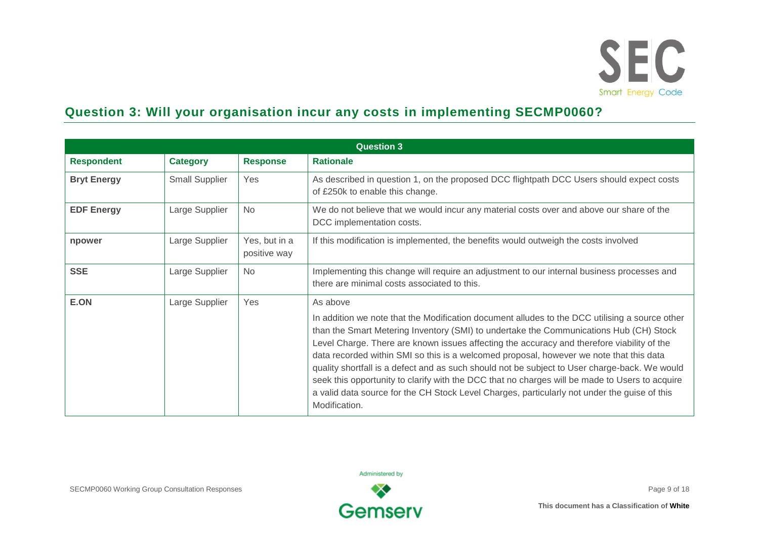## Question 3: Will your organisation incur any costs in implementing SECMP0060?

| Question 3 | | | |
|---|---|---|---|
| **Respondent** | **Category** | **Response** | **Rationale** |
| **Bryt Energy** | Small Supplier | Yes | As described in question 1, on the proposed DCC flightpath DCC Users should expect costs of £250k to enable this change. |
| **EDF Energy** | Large Supplier | No | We do not believe that we would incur any material costs over and above our share of the DCC implementation costs. |
| **npower** | Large Supplier | Yes, but in a positive way | If this modification is implemented, the benefits would outweigh the costs involved |
| **SSE** | Large Supplier | No | Implementing this change will require an adjustment to our internal business processes and there are minimal costs associated to this. |
| **E.ON** | Large Supplier | Yes | As above<br><br>In addition we note that the Modification document alludes to the DCC utilising a source other than the Smart Metering Inventory (SMI) to undertake the Communications Hub (CH) Stock Level Charge. There are known issues affecting the accuracy and therefore viability of the data recorded within SMI so this is a welcomed proposal, however we note that this data quality shortfall is a defect and as such should not be subject to User charge-back. We would seek this opportunity to clarify with the DCC that no charges will be made to Users to acquire a valid data source for the CH Stock Level Charges, particularly not under the guise of this Modification. |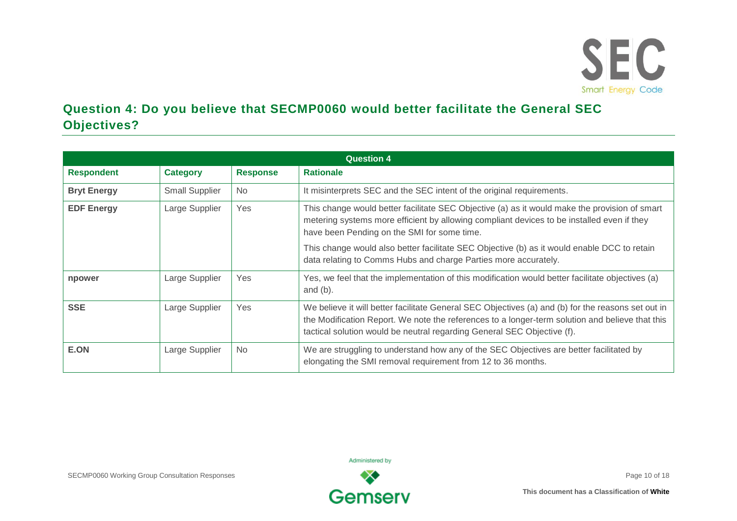## Question 4: Do you believe that SECMP0060 would better facilitate the General SEC Objectives?

| Question 4 | | | |
|---|---|---|---|
| **Respondent** | **Category** | **Response** | **Rationale** |
| **Bryt Energy** | Small Supplier | No | It misinterprets SEC and the SEC intent of the original requirements. |
| **EDF Energy** | Large Supplier | Yes | This change would better facilitate SEC Objective (a) as it would make the provision of smart metering systems more efficient by allowing compliant devices to be installed even if they have been Pending on the SMI for some time.<br><br>This change would also better facilitate SEC Objective (b) as it would enable DCC to retain data relating to Comms Hubs and charge Parties more accurately. |
| **npower** | Large Supplier | Yes | Yes, we feel that the implementation of this modification would better facilitate objectives (a) and (b). |
| **SSE** | Large Supplier | Yes | We believe it will better facilitate General SEC Objectives (a) and (b) for the reasons set out in the Modification Report. We note the references to a longer-term solution and believe that this tactical solution would be neutral regarding General SEC Objective (f). |
| **E.ON** | Large Supplier | No | We are struggling to understand how any of the SEC Objectives are better facilitated by elongating the SMI removal requirement from 12 to 36 months. |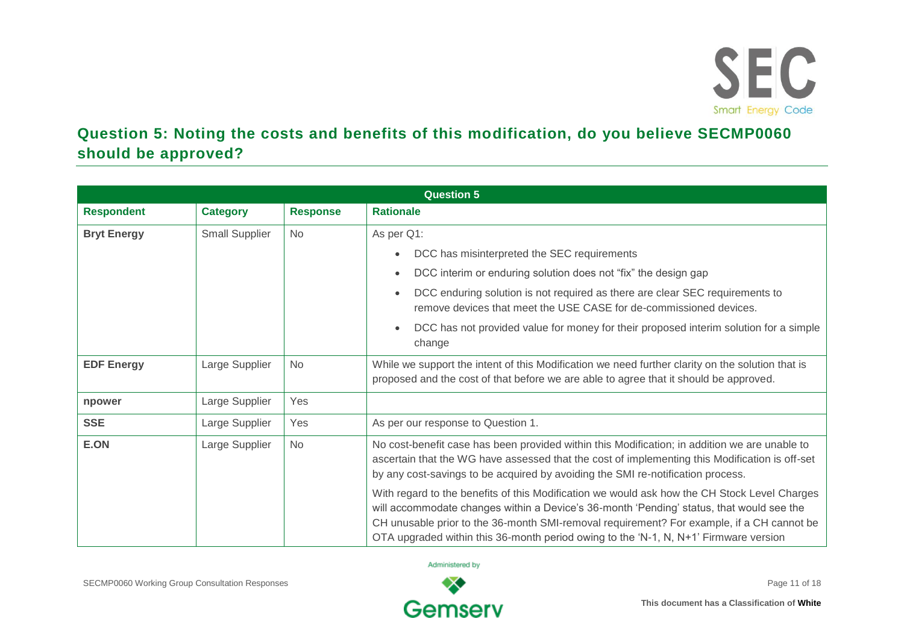## Question 5: Noting the costs and benefits of this modification, do you believe SECMP0060 should be approved?

| Question 5 | | | |
|---|---|---|---|
| **Respondent** | **Category** | **Response** | **Rationale** |
| **Bryt Energy** | Small Supplier | No | As per Q1:<br>• DCC has misinterpreted the SEC requirements<br>• DCC interim or enduring solution does not "fix" the design gap<br>• DCC enduring solution is not required as there are clear SEC requirements to remove devices that meet the USE CASE for de-commissioned devices.<br>• DCC has not provided value for money for their proposed interim solution for a simple change |
| **EDF Energy** | Large Supplier | No | While we support the intent of this Modification we need further clarity on the solution that is proposed and the cost of that before we are able to agree that it should be approved. |
| **npower** | Large Supplier | Yes | |
| **SSE** | Large Supplier | Yes | As per our response to Question 1. |
| **E.ON** | Large Supplier | No | No cost-benefit case has been provided within this Modification; in addition we are unable to ascertain that the WG have assessed that the cost of implementing this Modification is off-set by any cost-savings to be acquired by avoiding the SMI re-notification process.<br><br>With regard to the benefits of this Modification we would ask how the CH Stock Level Charges will accommodate changes within a Device's 36-month 'Pending' status, that would see the CH unusable prior to the 36-month SMI-removal requirement? For example, if a CH cannot be OTA upgraded within this 36-month period owing to the 'N-1, N, N+1' Firmware version |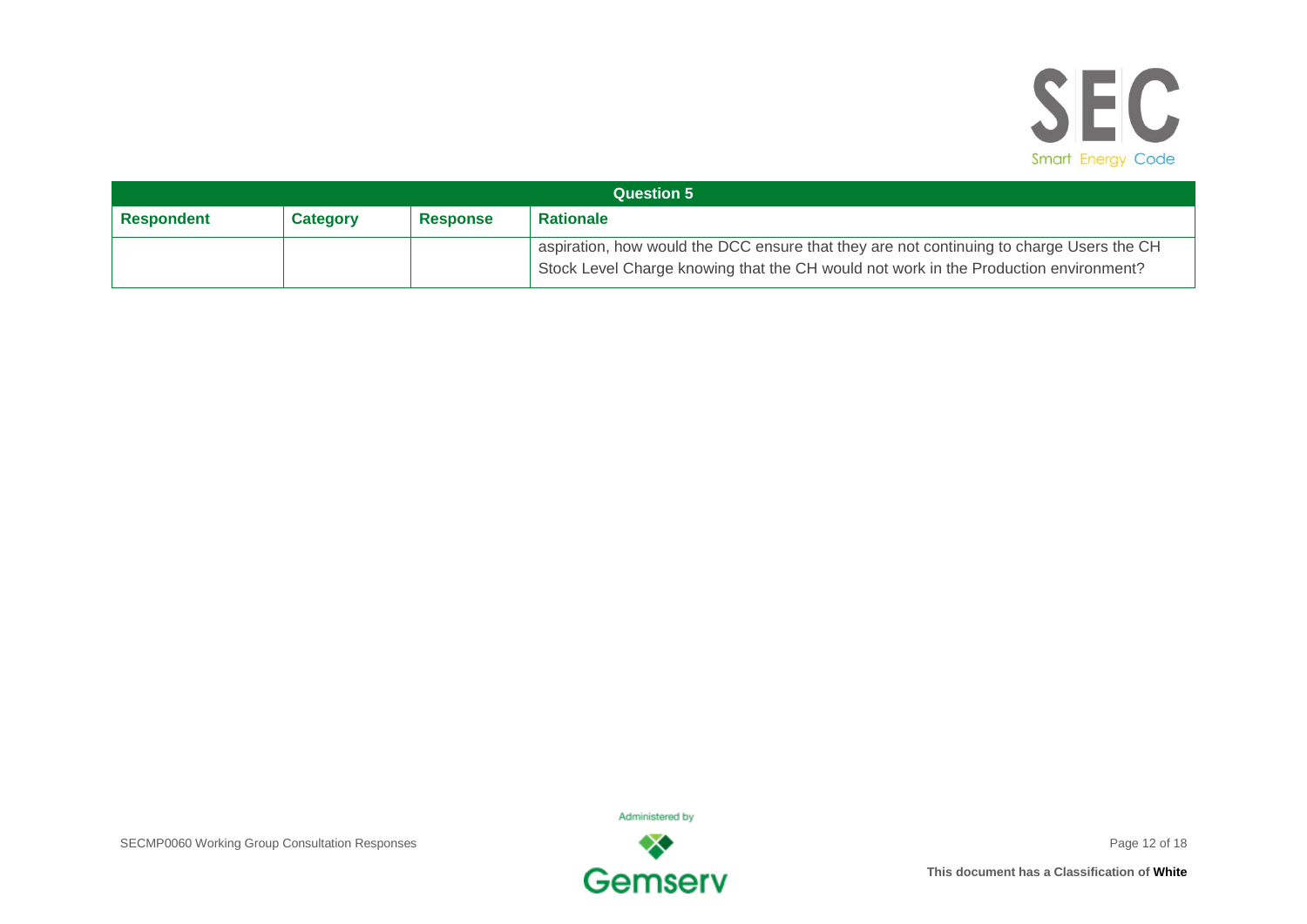| Question 5 | | | |
|---|---|---|---|
| **Respondent** | **Category** | **Response** | **Rationale** |
| | | | aspiration, how would the DCC ensure that they are not continuing to charge Users the CH Stock Level Charge knowing that the CH would not work in the Production environment? |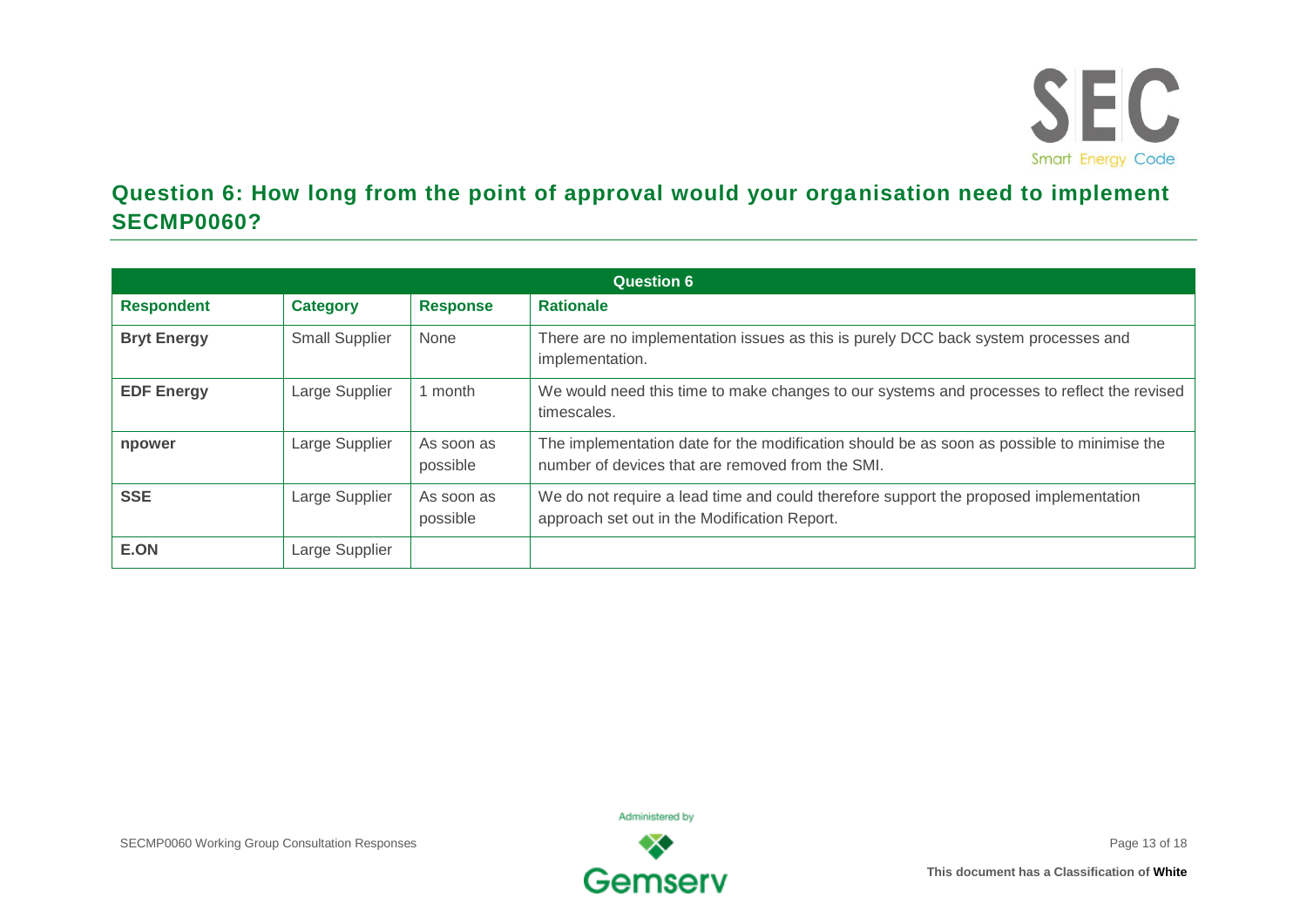## Question 6: How long from the point of approval would your organisation need to implement SECMP0060?

| Question 6 | | | |
|---|---|---|---|
| **Respondent** | **Category** | **Response** | **Rationale** |
| **Bryt Energy** | Small Supplier | None | There are no implementation issues as this is purely DCC back system processes and implementation. |
| **EDF Energy** | Large Supplier | 1 month | We would need this time to make changes to our systems and processes to reflect the revised timescales. |
| **npower** | Large Supplier | As soon as possible | The implementation date for the modification should be as soon as possible to minimise the number of devices that are removed from the SMI. |
| **SSE** | Large Supplier | As soon as possible | We do not require a lead time and could therefore support the proposed implementation approach set out in the Modification Report. |
| **E.ON** | Large Supplier | | |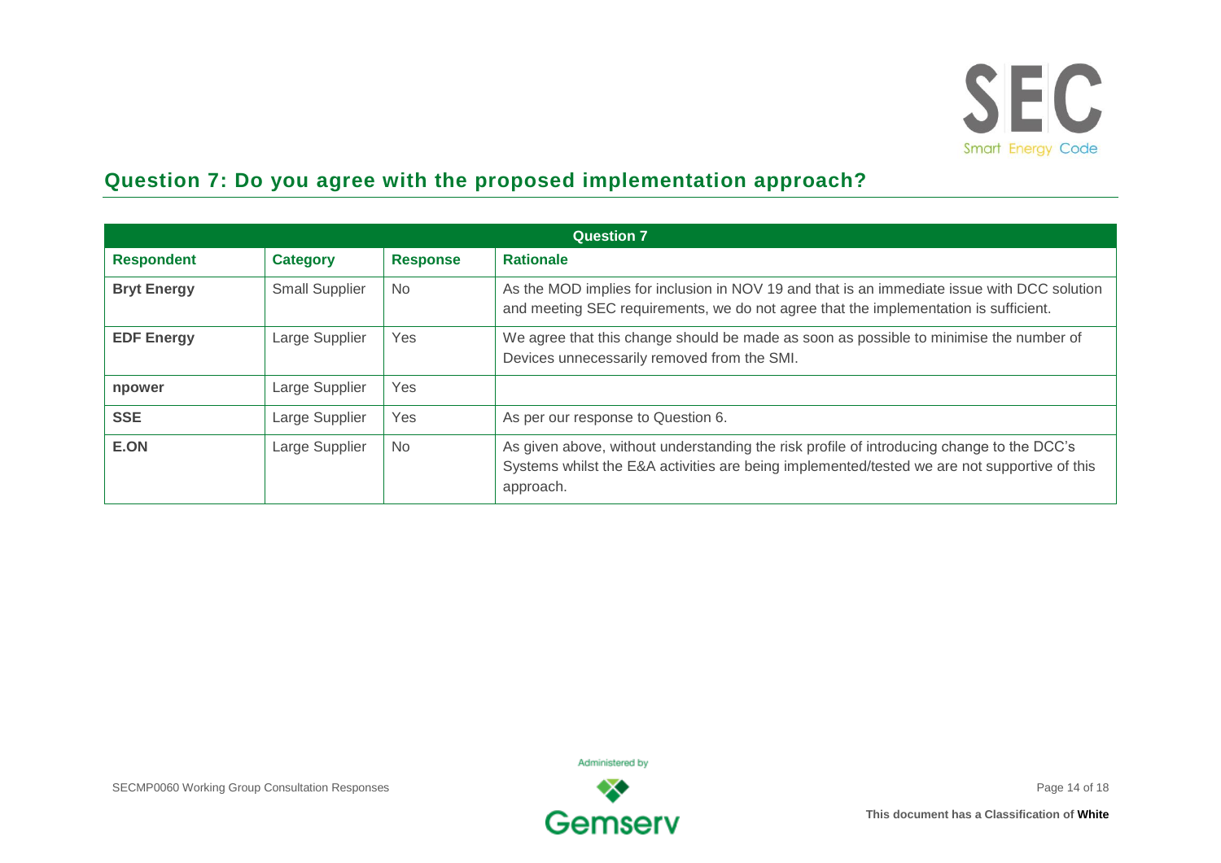## Question 7: Do you agree with the proposed implementation approach?

| Question 7 | | | |
|---|---|---|---|
| **Respondent** | **Category** | **Response** | **Rationale** |
| **Bryt Energy** | Small Supplier | No | As the MOD implies for inclusion in NOV 19 and that is an immediate issue with DCC solution and meeting SEC requirements, we do not agree that the implementation is sufficient. |
| **EDF Energy** | Large Supplier | Yes | We agree that this change should be made as soon as possible to minimise the number of Devices unnecessarily removed from the SMI. |
| **npower** | Large Supplier | Yes | |
| **SSE** | Large Supplier | Yes | As per our response to Question 6. |
| **E.ON** | Large Supplier | No | As given above, without understanding the risk profile of introducing change to the DCC's Systems whilst the E&A activities are being implemented/tested we are not supportive of this approach. |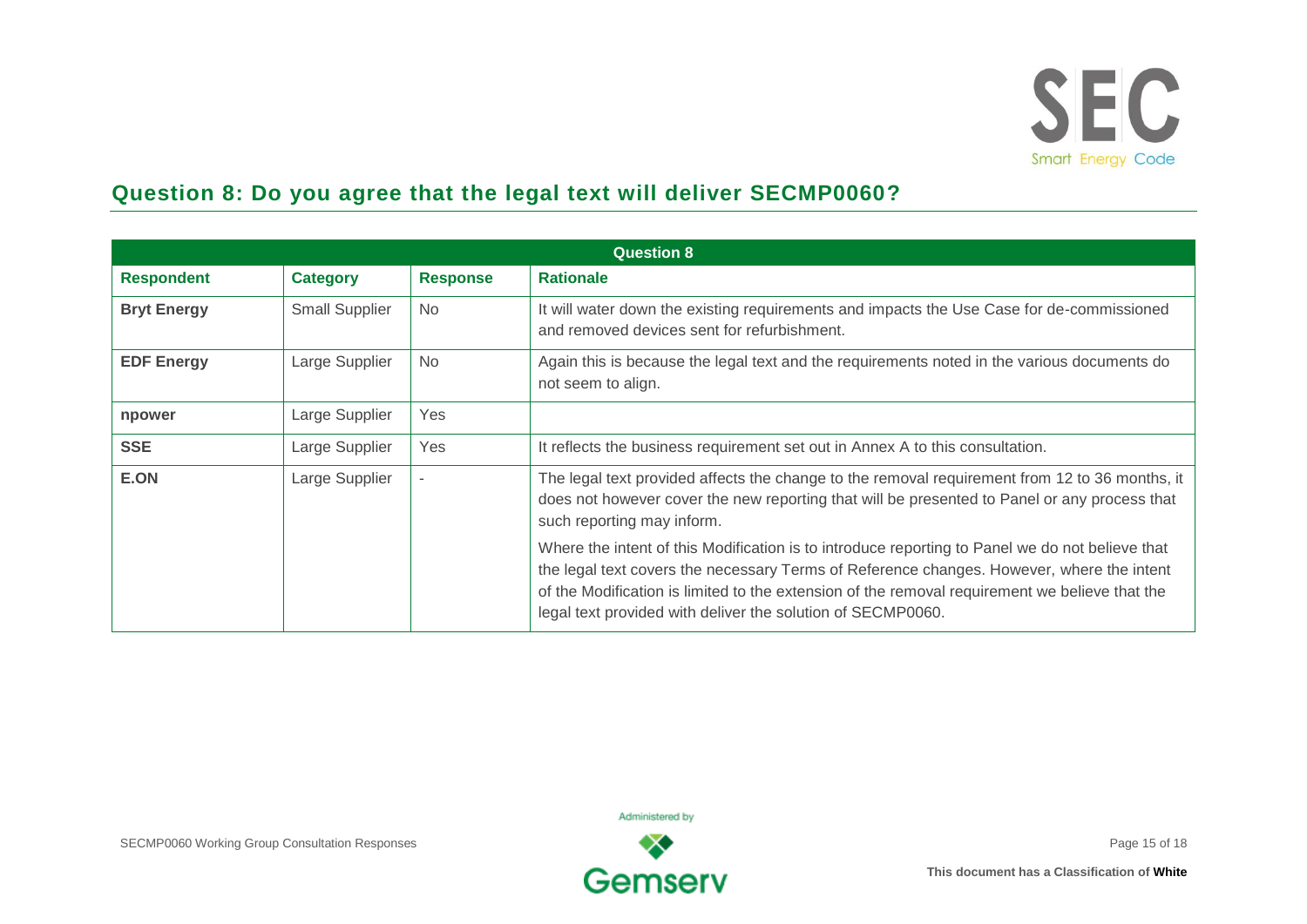## Question 8: Do you agree that the legal text will deliver SECMP0060?

| Question 8 | | | |
|---|---|---|---|
| **Respondent** | **Category** | **Response** | **Rationale** |
| **Bryt Energy** | Small Supplier | No | It will water down the existing requirements and impacts the Use Case for de-commissioned and removed devices sent for refurbishment. |
| **EDF Energy** | Large Supplier | No | Again this is because the legal text and the requirements noted in the various documents do not seem to align. |
| **npower** | Large Supplier | Yes | |
| **SSE** | Large Supplier | Yes | It reflects the business requirement set out in Annex A to this consultation. |
| **E.ON** | Large Supplier | - | The legal text provided affects the change to the removal requirement from 12 to 36 months, it does not however cover the new reporting that will be presented to Panel or any process that such reporting may inform.<br><br>Where the intent of this Modification is to introduce reporting to Panel we do not believe that the legal text covers the necessary Terms of Reference changes. However, where the intent of the Modification is limited to the extension of the removal requirement we believe that the legal text provided with deliver the solution of SECMP0060. |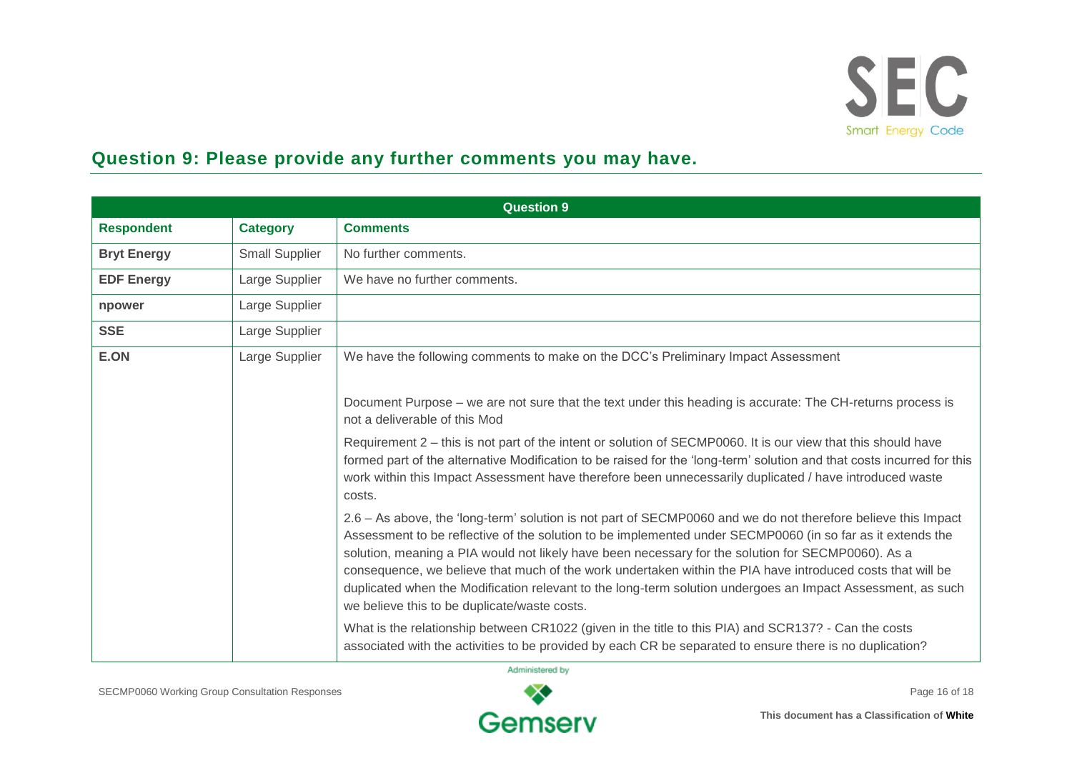## Question 9: Please provide any further comments you may have.

| Question 9 | | |
|---|---|---|
| **Respondent** | **Category** | **Comments** |
| **Bryt Energy** | Small Supplier | No further comments. |
| **EDF Energy** | Large Supplier | We have no further comments. |
| **npower** | Large Supplier | |
| **SSE** | Large Supplier | |
| **E.ON** | Large Supplier | We have the following comments to make on the DCC's Preliminary Impact Assessment<br><br>Document Purpose – we are not sure that the text under this heading is accurate: The CH-returns process is not a deliverable of this Mod<br><br>Requirement 2 – this is not part of the intent or solution of SECMP0060. It is our view that this should have formed part of the alternative Modification to be raised for the 'long-term' solution and that costs incurred for this work within this Impact Assessment have therefore been unnecessarily duplicated / have introduced waste costs.<br><br>2.6 – As above, the 'long-term' solution is not part of SECMP0060 and we do not therefore believe this Impact Assessment to be reflective of the solution to be implemented under SECMP0060 (in so far as it extends the solution, meaning a PIA would not likely have been necessary for the solution for SECMP0060). As a consequence, we believe that much of the work undertaken within the PIA have introduced costs that will be duplicated when the Modification relevant to the long-term solution undergoes an Impact Assessment, as such we believe this to be duplicate/waste costs.<br><br>What is the relationship between CR1022 (given in the title to this PIA) and SCR137? - Can the costs associated with the activities to be provided by each CR be separated to ensure there is no duplication? |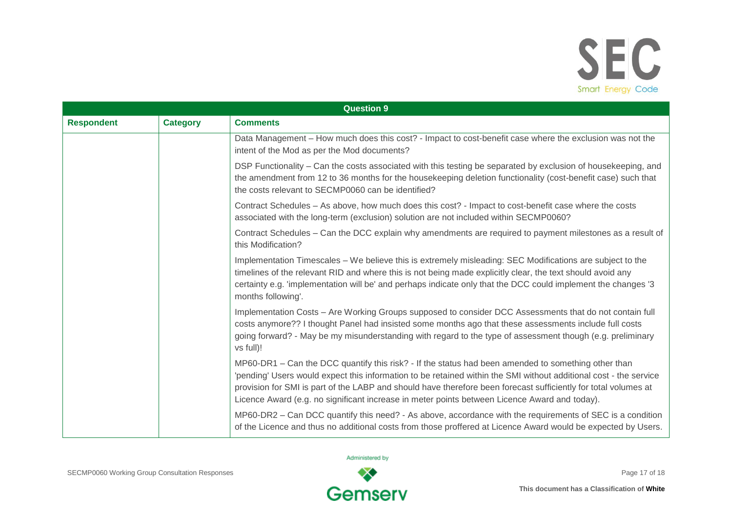| Question 9 | | |
|---|---|---|
| **Respondent** | **Category** | **Comments** |
| | | Data Management – How much does this cost? - Impact to cost-benefit case where the exclusion was not the intent of the Mod as per the Mod documents?<br><br>DSP Functionality – Can the costs associated with this testing be separated by exclusion of housekeeping, and the amendment from 12 to 36 months for the housekeeping deletion functionality (cost-benefit case) such that the costs relevant to SECMP0060 can be identified?<br><br>Contract Schedules – As above, how much does this cost? - Impact to cost-benefit case where the costs associated with the long-term (exclusion) solution are not included within SECMP0060?<br><br>Contract Schedules – Can the DCC explain why amendments are required to payment milestones as a result of this Modification?<br><br>Implementation Timescales – We believe this is extremely misleading: SEC Modifications are subject to the timelines of the relevant RID and where this is not being made explicitly clear, the text should avoid any certainty e.g. 'implementation will be' and perhaps indicate only that the DCC could implement the changes '3 months following'.<br><br>Implementation Costs – Are Working Groups supposed to consider DCC Assessments that do not contain full costs anymore?? I thought Panel had insisted some months ago that these assessments include full costs going forward? - May be my misunderstanding with regard to the type of assessment though (e.g. preliminary vs full)!<br><br>MP60-DR1 – Can the DCC quantify this risk? - If the status had been amended to something other than 'pending' Users would expect this information to be retained within the SMI without additional cost - the service provision for SMI is part of the LABP and should have therefore been forecast sufficiently for total volumes at Licence Award (e.g. no significant increase in meter points between Licence Award and today).<br><br>MP60-DR2 – Can DCC quantify this need? - As above, accordance with the requirements of SEC is a condition of the Licence and thus no additional costs from those proffered at Licence Award would be expected by Users. |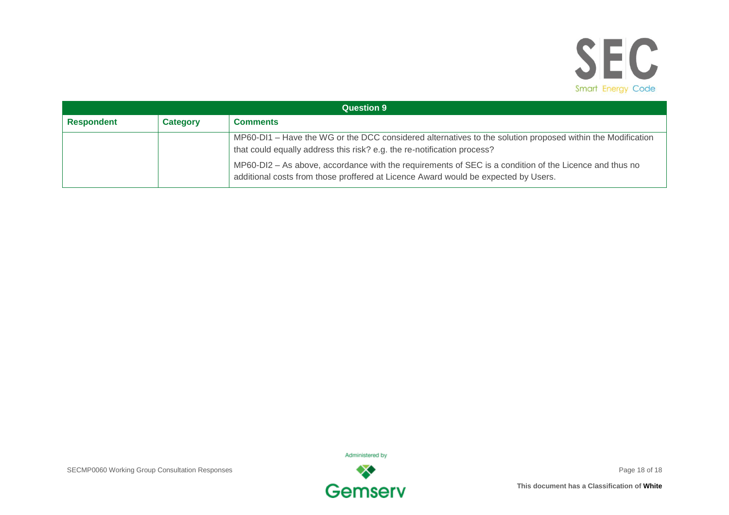| Question 9 | | |
|---|---|---|
| **Respondent** | **Category** | **Comments** |
| | | MP60-DI1 – Have the WG or the DCC considered alternatives to the solution proposed within the Modification that could equally address this risk? e.g. the re-notification process?<br><br>MP60-DI2 – As above, accordance with the requirements of SEC is a condition of the Licence and thus no additional costs from those proffered at Licence Award would be expected by Users. |